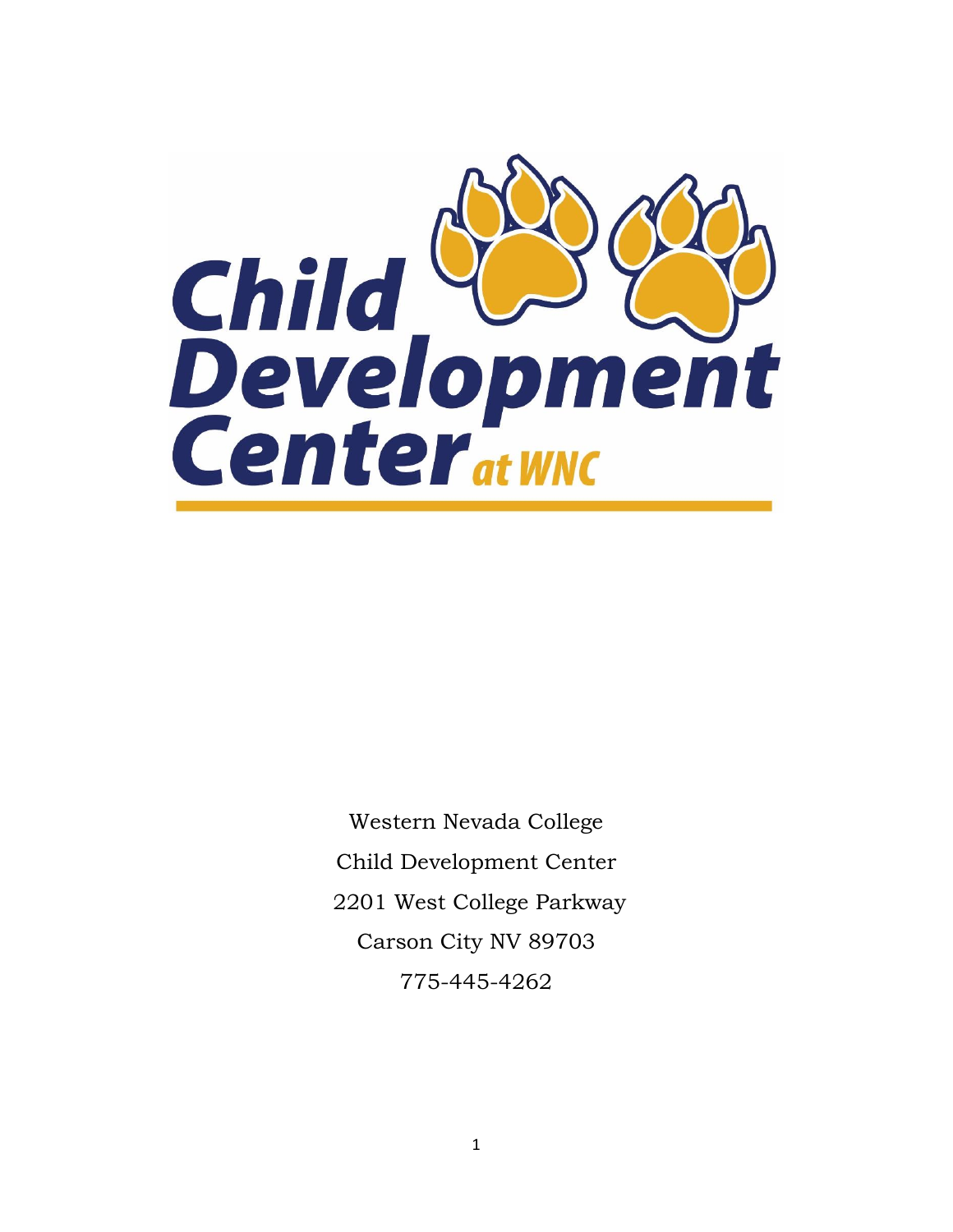# Child Development Center at WNC

Western Nevada College

Child Development Center

2201 West College Parkway

Carson City NV 89703

775-445-4262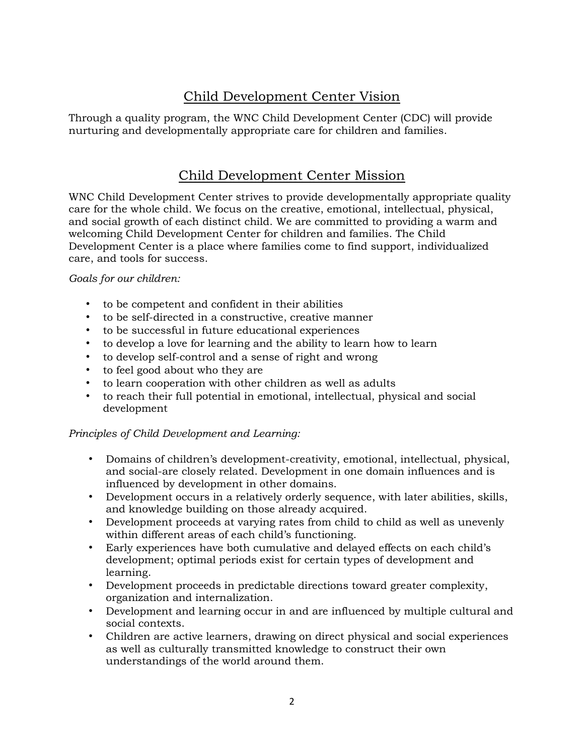## Child Development Center Vision

Through a quality program, the WNC Child Development Center (CDC) will provide nurturing and developmentally appropriate care for children and families.

## Child Development Center Mission

WNC Child Development Center strives to provide developmentally appropriate quality care for the whole child. We focus on the creative, emotional, intellectual, physical, and social growth of each distinct child. We are committed to providing a warm and welcoming Child Development Center for children and families. The Child Development Center is a place where families come to find support, individualized care, and tools for success.

*Goals for our children:*

- to be competent and confident in their abilities
- to be self-directed in a constructive, creative manner
- to be successful in future educational experiences
- to develop a love for learning and the ability to learn how to learn
- to develop self-control and a sense of right and wrong
- to feel good about who they are
- to learn cooperation with other children as well as adults
- to reach their full potential in emotional, intellectual, physical and social development

*Principles of Child Development and Learning:*

- Domains of children's development-creativity, emotional, intellectual, physical, and social-are closely related. Development in one domain influences and is influenced by development in other domains.
- Development occurs in a relatively orderly sequence, with later abilities, skills, and knowledge building on those already acquired.
- Development proceeds at varying rates from child to child as well as unevenly within different areas of each child's functioning.
- Early experiences have both cumulative and delayed effects on each child's development; optimal periods exist for certain types of development and learning.
- Development proceeds in predictable directions toward greater complexity, organization and internalization.
- Development and learning occur in and are influenced by multiple cultural and social contexts.
- Children are active learners, drawing on direct physical and social experiences as well as culturally transmitted knowledge to construct their own understandings of the world around them.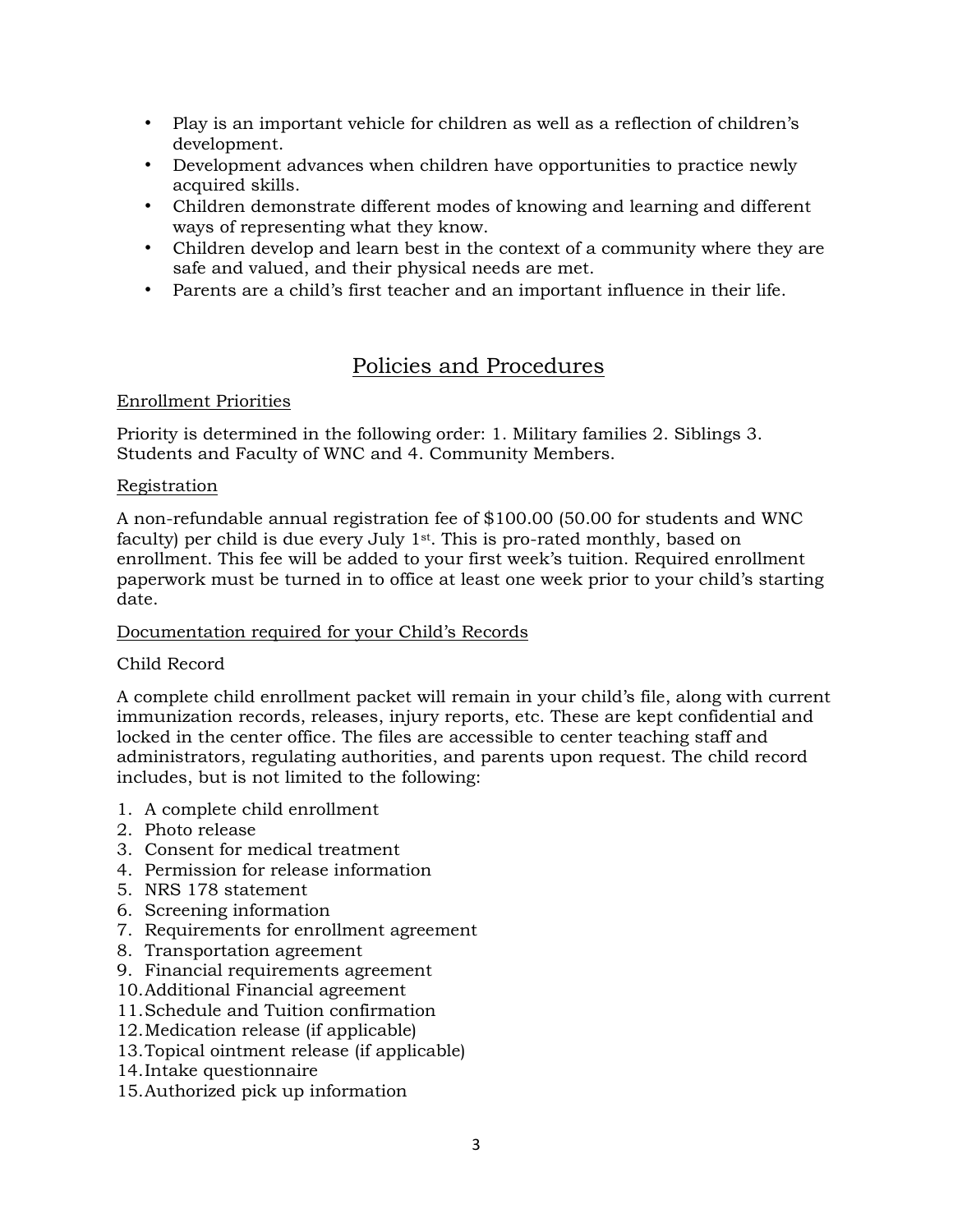- Play is an important vehicle for children as well as a reflection of children's development.
- Development advances when children have opportunities to practice newly acquired skills.
- Children demonstrate different modes of knowing and learning and different ways of representing what they know.
- Children develop and learn best in the context of a community where they are safe and valued, and their physical needs are met.
- Parents are a child's first teacher and an important influence in their life.

## Policies and Procedures

### Enrollment Priorities

Priority is determined in the following order: 1. Military families 2. Siblings 3. Students and Faculty of WNC and 4. Community Members.

### Registration

A non-refundable annual registration fee of $100.00 (50.00 for students and WNC faculty) per child is due every July 1st. This is pro-rated monthly, based on enrollment. This fee will be added to your first week's tuition. Required enrollment paperwork must be turned in to office at least one week prior to your child's starting date.

### Documentation required for your Child's Records

Child Record

A complete child enrollment packet will remain in your child's file, along with current immunization records, releases, injury reports, etc. These are kept confidential and locked in the center office. The files are accessible to center teaching staff and administrators, regulating authorities, and parents upon request. The child record includes, but is not limited to the following:

1. A complete child enrollment
2. Photo release
3. Consent for medical treatment
4. Permission for release information
5. NRS 178 statement
6. Screening information
7. Requirements for enrollment agreement
8. Transportation agreement
9. Financial requirements agreement
10. Additional Financial agreement
11. Schedule and Tuition confirmation
12. Medication release (if applicable)
13. Topical ointment release (if applicable)
14. Intake questionnaire
15. Authorized pick up information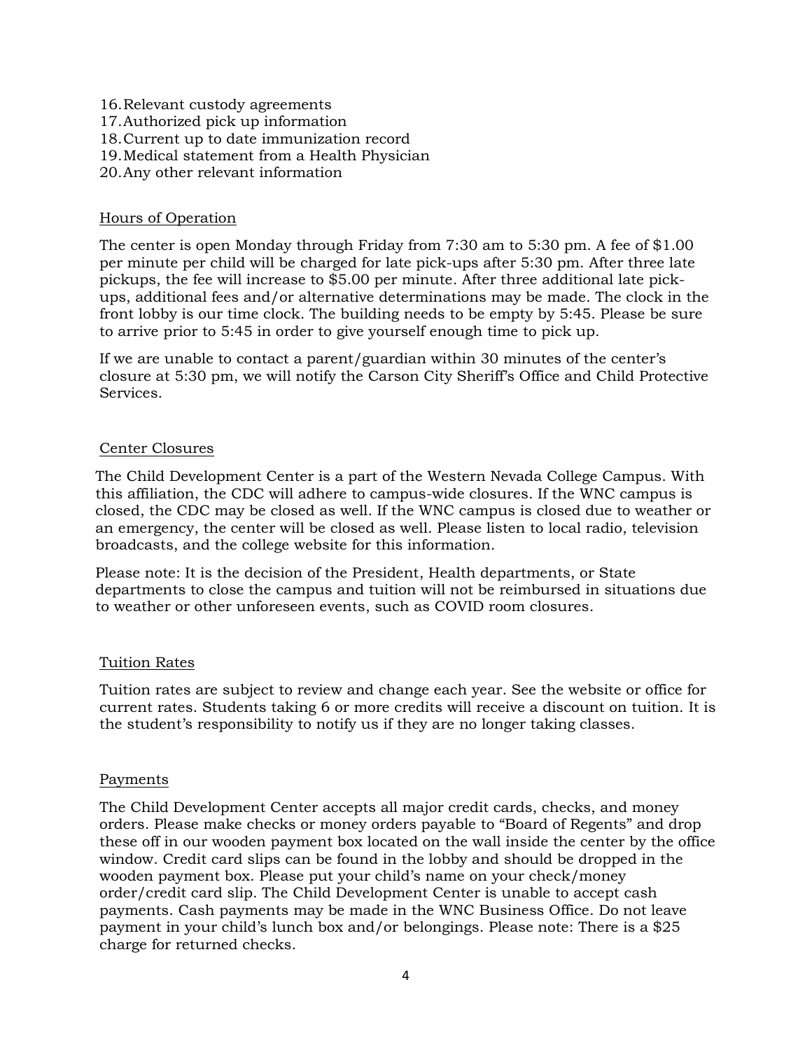16. Relevant custody agreements
17. Authorized pick up information
18. Current up to date immunization record
19. Medical statement from a Health Physician
20. Any other relevant information

## Hours of Operation

The center is open Monday through Friday from 7:30 am to 5:30 pm. A fee of $1.00 per minute per child will be charged for late pick-ups after 5:30 pm. After three late pickups, the fee will increase to $5.00 per minute. After three additional late pick-ups, additional fees and/or alternative determinations may be made. The clock in the front lobby is our time clock. The building needs to be empty by 5:45. Please be sure to arrive prior to 5:45 in order to give yourself enough time to pick up.

If we are unable to contact a parent/guardian within 30 minutes of the center's closure at 5:30 pm, we will notify the Carson City Sheriff's Office and Child Protective Services.

## Center Closures

The Child Development Center is a part of the Western Nevada College Campus. With this affiliation, the CDC will adhere to campus-wide closures. If the WNC campus is closed, the CDC may be closed as well. If the WNC campus is closed due to weather or an emergency, the center will be closed as well. Please listen to local radio, television broadcasts, and the college website for this information.

Please note: It is the decision of the President, Health departments, or State departments to close the campus and tuition will not be reimbursed in situations due to weather or other unforeseen events, such as COVID room closures.

## Tuition Rates

Tuition rates are subject to review and change each year. See the website or office for current rates. Students taking 6 or more credits will receive a discount on tuition. It is the student's responsibility to notify us if they are no longer taking classes.

## Payments

The Child Development Center accepts all major credit cards, checks, and money orders. Please make checks or money orders payable to "Board of Regents" and drop these off in our wooden payment box located on the wall inside the center by the office window. Credit card slips can be found in the lobby and should be dropped in the wooden payment box. Please put your child's name on your check/money order/credit card slip. The Child Development Center is unable to accept cash payments. Cash payments may be made in the WNC Business Office. Do not leave payment in your child's lunch box and/or belongings. Please note: There is a $25 charge for returned checks.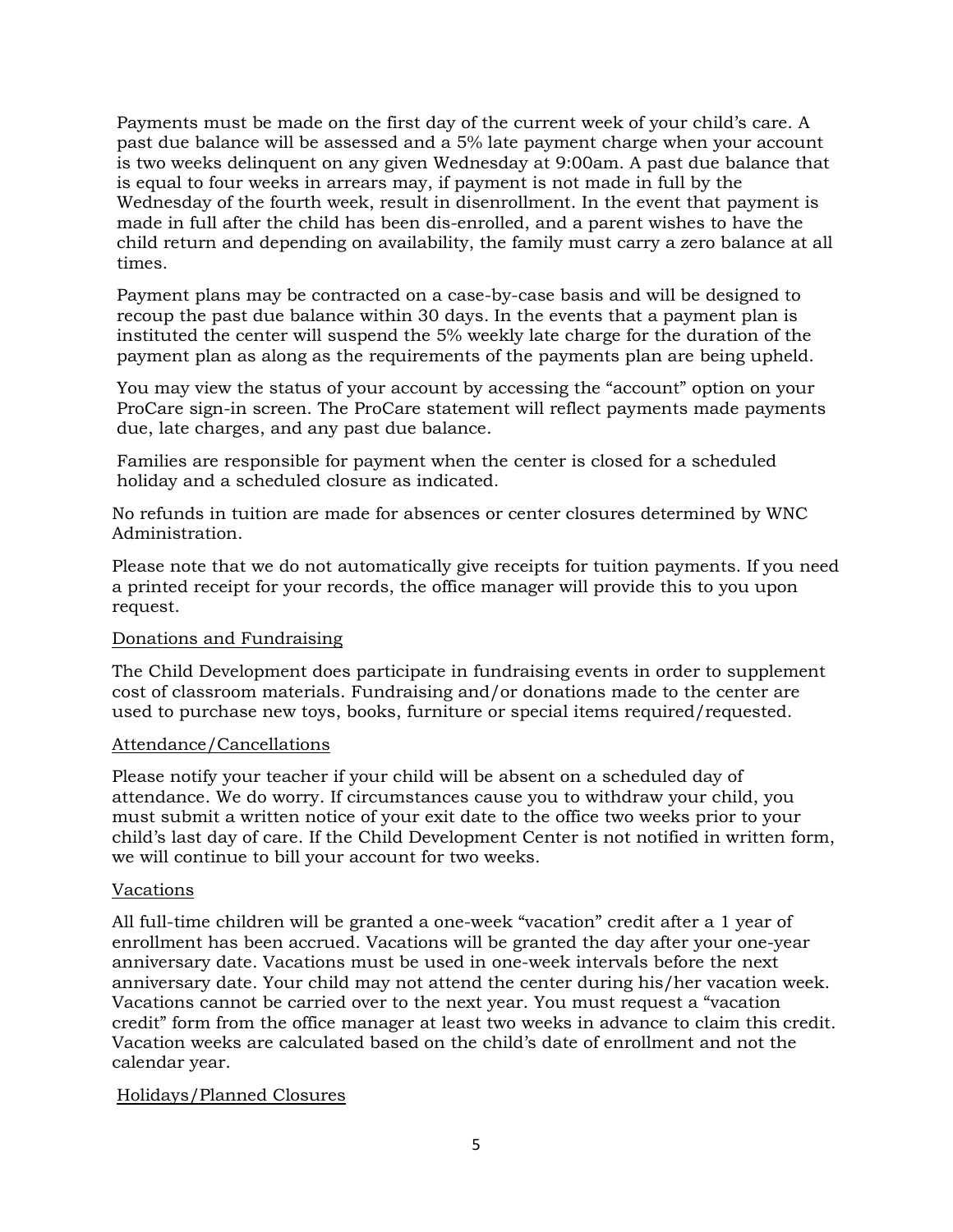Payments must be made on the first day of the current week of your child's care. A past due balance will be assessed and a 5% late payment charge when your account is two weeks delinquent on any given Wednesday at 9:00am. A past due balance that is equal to four weeks in arrears may, if payment is not made in full by the Wednesday of the fourth week, result in disenrollment. In the event that payment is made in full after the child has been dis-enrolled, and a parent wishes to have the child return and depending on availability, the family must carry a zero balance at all times.

Payment plans may be contracted on a case-by-case basis and will be designed to recoup the past due balance within 30 days. In the events that a payment plan is instituted the center will suspend the 5% weekly late charge for the duration of the payment plan as along as the requirements of the payments plan are being upheld.

You may view the status of your account by accessing the "account" option on your ProCare sign-in screen. The ProCare statement will reflect payments made payments due, late charges, and any past due balance.

Families are responsible for payment when the center is closed for a scheduled holiday and a scheduled closure as indicated.

No refunds in tuition are made for absences or center closures determined by WNC Administration.

Please note that we do not automatically give receipts for tuition payments. If you need a printed receipt for your records, the office manager will provide this to you upon request.

Donations and Fundraising

The Child Development does participate in fundraising events in order to supplement cost of classroom materials. Fundraising and/or donations made to the center are used to purchase new toys, books, furniture or special items required/requested.

Attendance/Cancellations

Please notify your teacher if your child will be absent on a scheduled day of attendance. We do worry. If circumstances cause you to withdraw your child, you must submit a written notice of your exit date to the office two weeks prior to your child's last day of care. If the Child Development Center is not notified in written form, we will continue to bill your account for two weeks.

Vacations

All full-time children will be granted a one-week "vacation" credit after a 1 year of enrollment has been accrued. Vacations will be granted the day after your one-year anniversary date. Vacations must be used in one-week intervals before the next anniversary date. Your child may not attend the center during his/her vacation week. Vacations cannot be carried over to the next year. You must request a "vacation credit" form from the office manager at least two weeks in advance to claim this credit. Vacation weeks are calculated based on the child's date of enrollment and not the calendar year.

Holidays/Planned Closures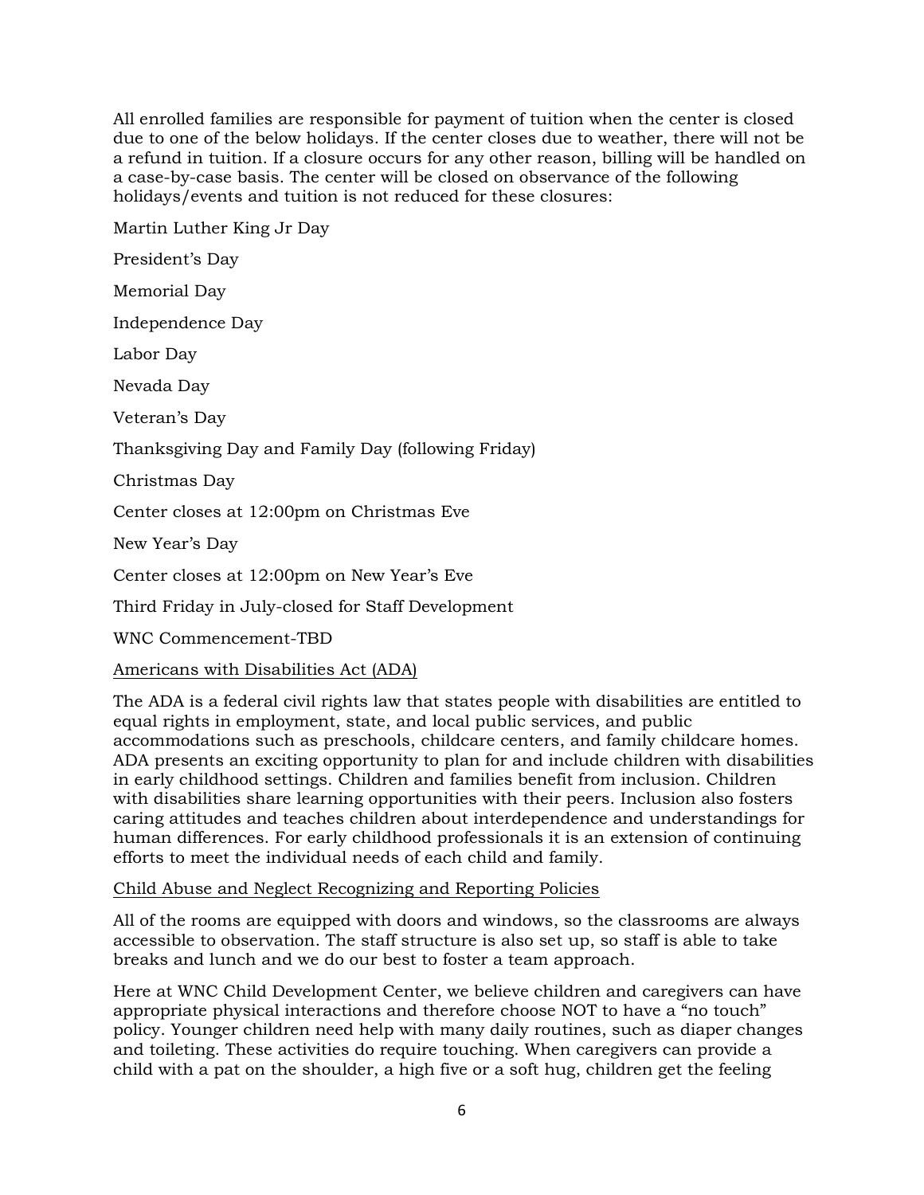All enrolled families are responsible for payment of tuition when the center is closed due to one of the below holidays. If the center closes due to weather, there will not be a refund in tuition. If a closure occurs for any other reason, billing will be handled on a case-by-case basis. The center will be closed on observance of the following holidays/events and tuition is not reduced for these closures:

Martin Luther King Jr Day

President's Day

Memorial Day

Independence Day

Labor Day

Nevada Day

Veteran's Day

Thanksgiving Day and Family Day (following Friday)

Christmas Day

Center closes at 12:00pm on Christmas Eve

New Year's Day

Center closes at 12:00pm on New Year's Eve

Third Friday in July-closed for Staff Development

WNC Commencement-TBD

## Americans with Disabilities Act (ADA)

The ADA is a federal civil rights law that states people with disabilities are entitled to equal rights in employment, state, and local public services, and public accommodations such as preschools, childcare centers, and family childcare homes. ADA presents an exciting opportunity to plan for and include children with disabilities in early childhood settings. Children and families benefit from inclusion. Children with disabilities share learning opportunities with their peers. Inclusion also fosters caring attitudes and teaches children about interdependence and understandings for human differences. For early childhood professionals it is an extension of continuing efforts to meet the individual needs of each child and family.

## Child Abuse and Neglect Recognizing and Reporting Policies

All of the rooms are equipped with doors and windows, so the classrooms are always accessible to observation. The staff structure is also set up, so staff is able to take breaks and lunch and we do our best to foster a team approach.

Here at WNC Child Development Center, we believe children and caregivers can have appropriate physical interactions and therefore choose NOT to have a "no touch" policy. Younger children need help with many daily routines, such as diaper changes and toileting. These activities do require touching. When caregivers can provide a child with a pat on the shoulder, a high five or a soft hug, children get the feeling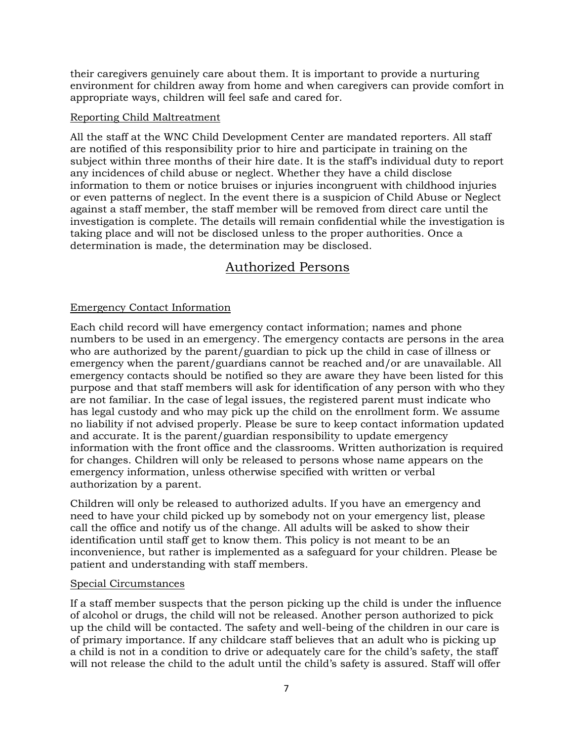their caregivers genuinely care about them. It is important to provide a nurturing environment for children away from home and when caregivers can provide comfort in appropriate ways, children will feel safe and cared for.

### Reporting Child Maltreatment

All the staff at the WNC Child Development Center are mandated reporters. All staff are notified of this responsibility prior to hire and participate in training on the subject within three months of their hire date. It is the staff's individual duty to report any incidences of child abuse or neglect. Whether they have a child disclose information to them or notice bruises or injuries incongruent with childhood injuries or even patterns of neglect. In the event there is a suspicion of Child Abuse or Neglect against a staff member, the staff member will be removed from direct care until the investigation is complete. The details will remain confidential while the investigation is taking place and will not be disclosed unless to the proper authorities. Once a determination is made, the determination may be disclosed.

## Authorized Persons

### Emergency Contact Information

Each child record will have emergency contact information; names and phone numbers to be used in an emergency. The emergency contacts are persons in the area who are authorized by the parent/guardian to pick up the child in case of illness or emergency when the parent/guardians cannot be reached and/or are unavailable. All emergency contacts should be notified so they are aware they have been listed for this purpose and that staff members will ask for identification of any person with who they are not familiar. In the case of legal issues, the registered parent must indicate who has legal custody and who may pick up the child on the enrollment form. We assume no liability if not advised properly. Please be sure to keep contact information updated and accurate. It is the parent/guardian responsibility to update emergency information with the front office and the classrooms. Written authorization is required for changes. Children will only be released to persons whose name appears on the emergency information, unless otherwise specified with written or verbal authorization by a parent.

Children will only be released to authorized adults. If you have an emergency and need to have your child picked up by somebody not on your emergency list, please call the office and notify us of the change. All adults will be asked to show their identification until staff get to know them. This policy is not meant to be an inconvenience, but rather is implemented as a safeguard for your children. Please be patient and understanding with staff members.

### Special Circumstances

If a staff member suspects that the person picking up the child is under the influence of alcohol or drugs, the child will not be released. Another person authorized to pick up the child will be contacted. The safety and well-being of the children in our care is of primary importance. If any childcare staff believes that an adult who is picking up a child is not in a condition to drive or adequately care for the child's safety, the staff will not release the child to the adult until the child's safety is assured. Staff will offer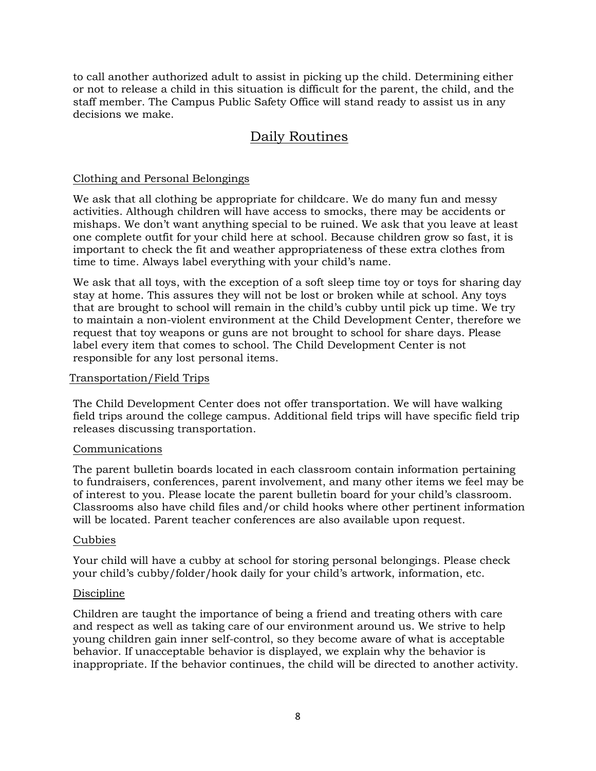to call another authorized adult to assist in picking up the child. Determining either or not to release a child in this situation is difficult for the parent, the child, and the staff member. The Campus Public Safety Office will stand ready to assist us in any decisions we make.

## Daily Routines

### Clothing and Personal Belongings

We ask that all clothing be appropriate for childcare. We do many fun and messy activities. Although children will have access to smocks, there may be accidents or mishaps. We don't want anything special to be ruined. We ask that you leave at least one complete outfit for your child here at school. Because children grow so fast, it is important to check the fit and weather appropriateness of these extra clothes from time to time. Always label everything with your child's name.

We ask that all toys, with the exception of a soft sleep time toy or toys for sharing day stay at home. This assures they will not be lost or broken while at school. Any toys that are brought to school will remain in the child's cubby until pick up time. We try to maintain a non-violent environment at the Child Development Center, therefore we request that toy weapons or guns are not brought to school for share days. Please label every item that comes to school. The Child Development Center is not responsible for any lost personal items.

### Transportation/Field Trips

The Child Development Center does not offer transportation. We will have walking field trips around the college campus. Additional field trips will have specific field trip releases discussing transportation.

### Communications

The parent bulletin boards located in each classroom contain information pertaining to fundraisers, conferences, parent involvement, and many other items we feel may be of interest to you. Please locate the parent bulletin board for your child's classroom. Classrooms also have child files and/or child hooks where other pertinent information will be located. Parent teacher conferences are also available upon request.

### Cubbies

Your child will have a cubby at school for storing personal belongings. Please check your child's cubby/folder/hook daily for your child's artwork, information, etc.

### Discipline

Children are taught the importance of being a friend and treating others with care and respect as well as taking care of our environment around us. We strive to help young children gain inner self-control, so they become aware of what is acceptable behavior. If unacceptable behavior is displayed, we explain why the behavior is inappropriate. If the behavior continues, the child will be directed to another activity.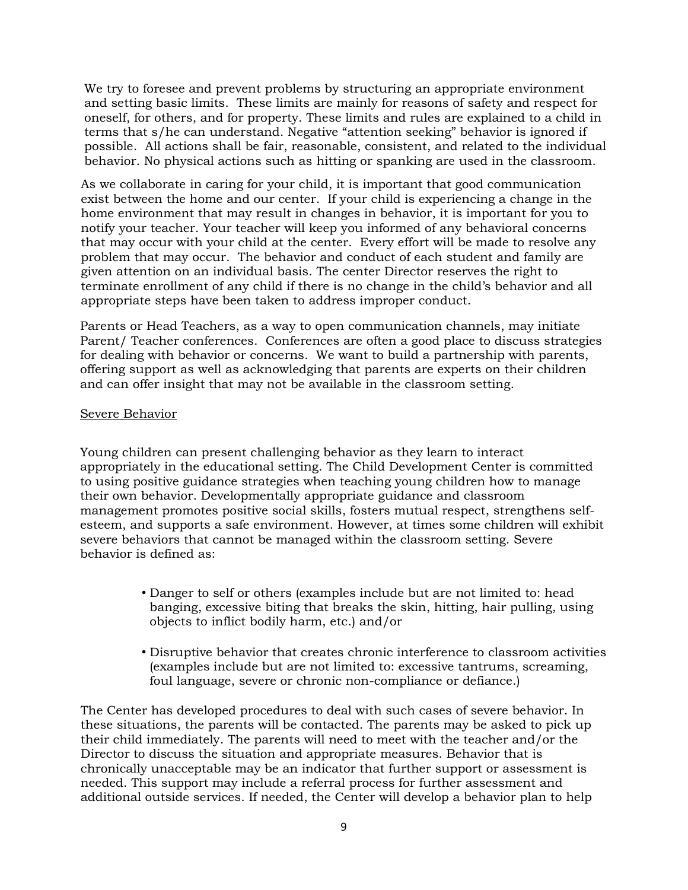We try to foresee and prevent problems by structuring an appropriate environment and setting basic limits. These limits are mainly for reasons of safety and respect for oneself, for others, and for property. These limits and rules are explained to a child in terms that s/he can understand. Negative "attention seeking" behavior is ignored if possible. All actions shall be fair, reasonable, consistent, and related to the individual behavior. No physical actions such as hitting or spanking are used in the classroom.

As we collaborate in caring for your child, it is important that good communication exist between the home and our center. If your child is experiencing a change in the home environment that may result in changes in behavior, it is important for you to notify your teacher. Your teacher will keep you informed of any behavioral concerns that may occur with your child at the center. Every effort will be made to resolve any problem that may occur. The behavior and conduct of each student and family are given attention on an individual basis. The center Director reserves the right to terminate enrollment of any child if there is no change in the child's behavior and all appropriate steps have been taken to address improper conduct.

Parents or Head Teachers, as a way to open communication channels, may initiate Parent/ Teacher conferences. Conferences are often a good place to discuss strategies for dealing with behavior or concerns. We want to build a partnership with parents, offering support as well as acknowledging that parents are experts on their children and can offer insight that may not be available in the classroom setting.

<u>Severe Behavior</u>

Young children can present challenging behavior as they learn to interact appropriately in the educational setting. The Child Development Center is committed to using positive guidance strategies when teaching young children how to manage their own behavior. Developmentally appropriate guidance and classroom management promotes positive social skills, fosters mutual respect, strengthens self-esteem, and supports a safe environment. However, at times some children will exhibit severe behaviors that cannot be managed within the classroom setting. Severe behavior is defined as:

- Danger to self or others (examples include but are not limited to: head banging, excessive biting that breaks the skin, hitting, hair pulling, using objects to inflict bodily harm, etc.) and/or
- Disruptive behavior that creates chronic interference to classroom activities (examples include but are not limited to: excessive tantrums, screaming, foul language, severe or chronic non-compliance or defiance.)

The Center has developed procedures to deal with such cases of severe behavior. In these situations, the parents will be contacted. The parents may be asked to pick up their child immediately. The parents will need to meet with the teacher and/or the Director to discuss the situation and appropriate measures. Behavior that is chronically unacceptable may be an indicator that further support or assessment is needed. This support may include a referral process for further assessment and additional outside services. If needed, the Center will develop a behavior plan to help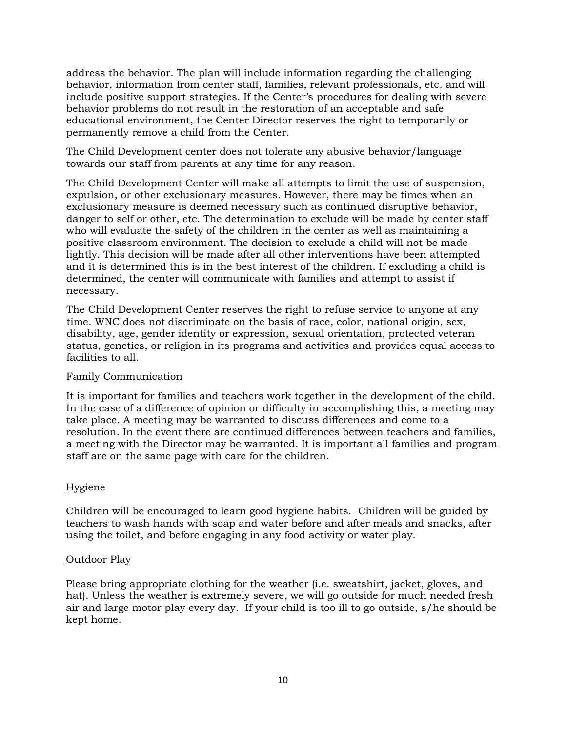address the behavior. The plan will include information regarding the challenging behavior, information from center staff, families, relevant professionals, etc. and will include positive support strategies. If the Center's procedures for dealing with severe behavior problems do not result in the restoration of an acceptable and safe educational environment, the Center Director reserves the right to temporarily or permanently remove a child from the Center.

The Child Development center does not tolerate any abusive behavior/language towards our staff from parents at any time for any reason.

The Child Development Center will make all attempts to limit the use of suspension, expulsion, or other exclusionary measures. However, there may be times when an exclusionary measure is deemed necessary such as continued disruptive behavior, danger to self or other, etc. The determination to exclude will be made by center staff who will evaluate the safety of the children in the center as well as maintaining a positive classroom environment. The decision to exclude a child will not be made lightly. This decision will be made after all other interventions have been attempted and it is determined this is in the best interest of the children. If excluding a child is determined, the center will communicate with families and attempt to assist if necessary.

The Child Development Center reserves the right to refuse service to anyone at any time. WNC does not discriminate on the basis of race, color, national origin, sex, disability, age, gender identity or expression, sexual orientation, protected veteran status, genetics, or religion in its programs and activities and provides equal access to facilities to all.

## Family Communication

It is important for families and teachers work together in the development of the child. In the case of a difference of opinion or difficulty in accomplishing this, a meeting may take place. A meeting may be warranted to discuss differences and come to a resolution. In the event there are continued differences between teachers and families, a meeting with the Director may be warranted. It is important all families and program staff are on the same page with care for the children.

## Hygiene

Children will be encouraged to learn good hygiene habits. Children will be guided by teachers to wash hands with soap and water before and after meals and snacks, after using the toilet, and before engaging in any food activity or water play.

## Outdoor Play

Please bring appropriate clothing for the weather (i.e. sweatshirt, jacket, gloves, and hat). Unless the weather is extremely severe, we will go outside for much needed fresh air and large motor play every day. If your child is too ill to go outside, s/he should be kept home.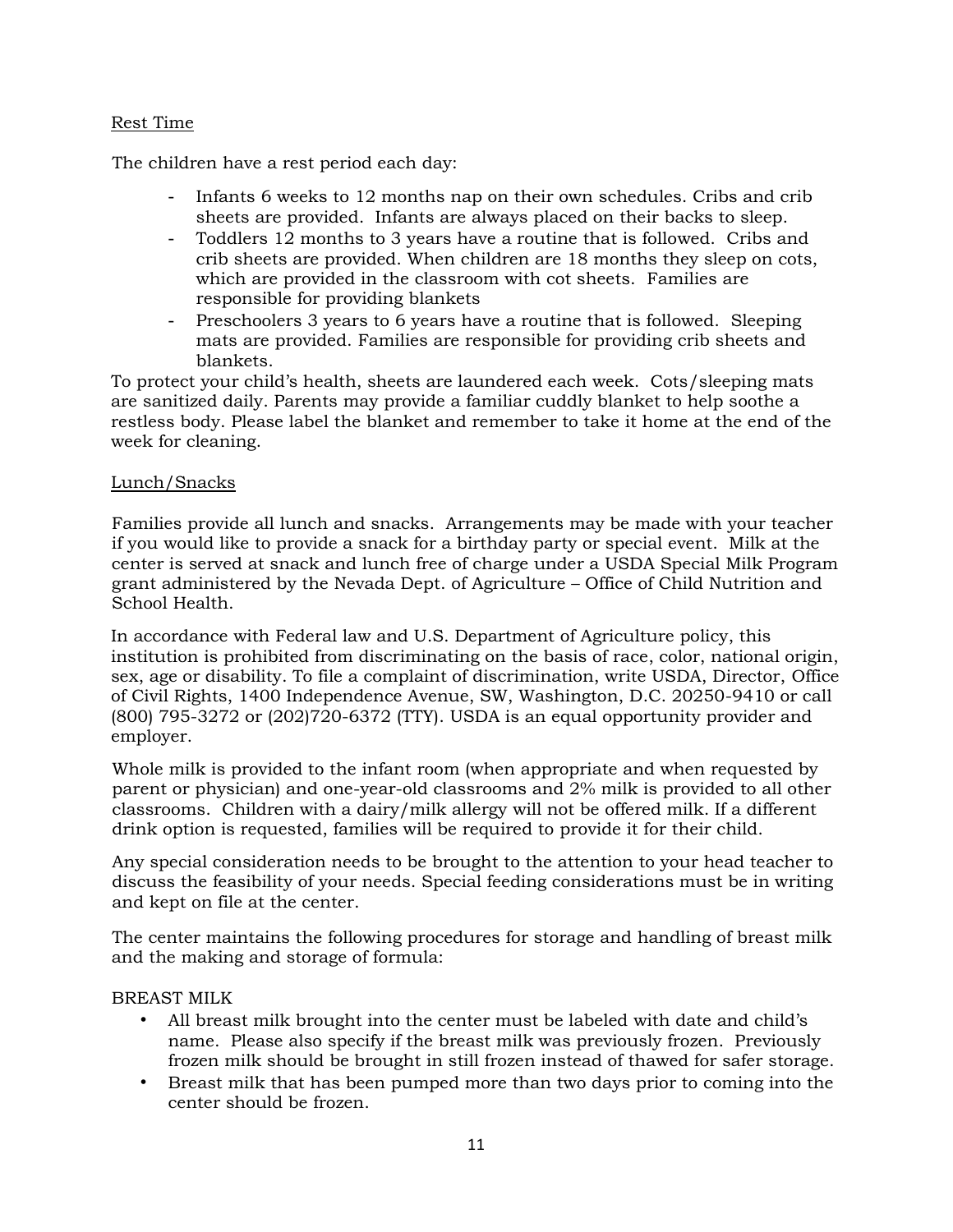## Rest Time

The children have a rest period each day:

- Infants 6 weeks to 12 months nap on their own schedules. Cribs and crib sheets are provided. Infants are always placed on their backs to sleep.
- Toddlers 12 months to 3 years have a routine that is followed. Cribs and crib sheets are provided. When children are 18 months they sleep on cots, which are provided in the classroom with cot sheets. Families are responsible for providing blankets
- Preschoolers 3 years to 6 years have a routine that is followed. Sleeping mats are provided. Families are responsible for providing crib sheets and blankets.

To protect your child's health, sheets are laundered each week. Cots/sleeping mats are sanitized daily. Parents may provide a familiar cuddly blanket to help soothe a restless body. Please label the blanket and remember to take it home at the end of the week for cleaning.

## Lunch/Snacks

Families provide all lunch and snacks. Arrangements may be made with your teacher if you would like to provide a snack for a birthday party or special event. Milk at the center is served at snack and lunch free of charge under a USDA Special Milk Program grant administered by the Nevada Dept. of Agriculture – Office of Child Nutrition and School Health.

In accordance with Federal law and U.S. Department of Agriculture policy, this institution is prohibited from discriminating on the basis of race, color, national origin, sex, age or disability. To file a complaint of discrimination, write USDA, Director, Office of Civil Rights, 1400 Independence Avenue, SW, Washington, D.C. 20250-9410 or call (800) 795-3272 or (202)720-6372 (TTY). USDA is an equal opportunity provider and employer.

Whole milk is provided to the infant room (when appropriate and when requested by parent or physician) and one-year-old classrooms and 2% milk is provided to all other classrooms. Children with a dairy/milk allergy will not be offered milk. If a different drink option is requested, families will be required to provide it for their child.

Any special consideration needs to be brought to the attention to your head teacher to discuss the feasibility of your needs. Special feeding considerations must be in writing and kept on file at the center.

The center maintains the following procedures for storage and handling of breast milk and the making and storage of formula:

BREAST MILK

- All breast milk brought into the center must be labeled with date and child's name. Please also specify if the breast milk was previously frozen. Previously frozen milk should be brought in still frozen instead of thawed for safer storage.
- Breast milk that has been pumped more than two days prior to coming into the center should be frozen.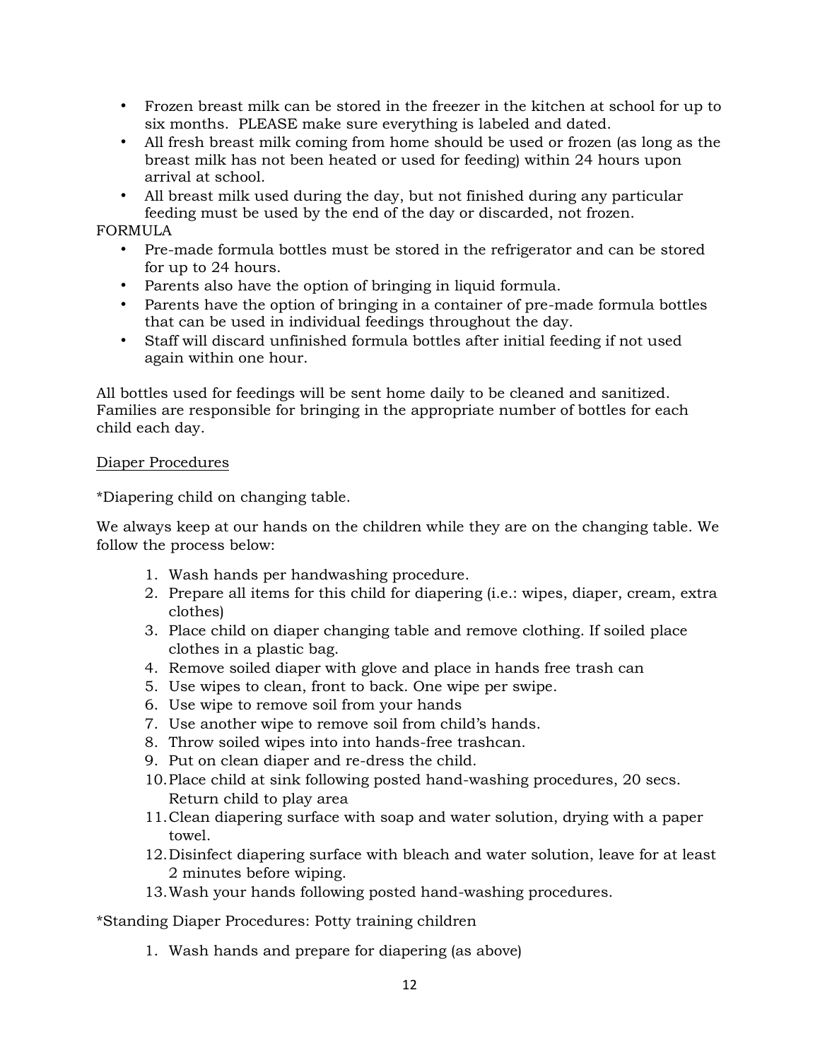- Frozen breast milk can be stored in the freezer in the kitchen at school for up to six months. PLEASE make sure everything is labeled and dated.
- All fresh breast milk coming from home should be used or frozen (as long as the breast milk has not been heated or used for feeding) within 24 hours upon arrival at school.
- All breast milk used during the day, but not finished during any particular feeding must be used by the end of the day or discarded, not frozen.

FORMULA

- Pre-made formula bottles must be stored in the refrigerator and can be stored for up to 24 hours.
- Parents also have the option of bringing in liquid formula.
- Parents have the option of bringing in a container of pre-made formula bottles that can be used in individual feedings throughout the day.
- Staff will discard unfinished formula bottles after initial feeding if not used again within one hour.

All bottles used for feedings will be sent home daily to be cleaned and sanitized. Families are responsible for bringing in the appropriate number of bottles for each child each day.

<u>Diaper Procedures</u>

*Diapering child on changing table.

We always keep at our hands on the children while they are on the changing table. We follow the process below:

1. Wash hands per handwashing procedure.
2. Prepare all items for this child for diapering (i.e.: wipes, diaper, cream, extra clothes)
3. Place child on diaper changing table and remove clothing. If soiled place clothes in a plastic bag.
4. Remove soiled diaper with glove and place in hands free trash can
5. Use wipes to clean, front to back. One wipe per swipe.
6. Use wipe to remove soil from your hands
7. Use another wipe to remove soil from child's hands.
8. Throw soiled wipes into into hands-free trashcan.
9. Put on clean diaper and re-dress the child.
10. Place child at sink following posted hand-washing procedures, 20 secs. Return child to play area
11. Clean diapering surface with soap and water solution, drying with a paper towel.
12. Disinfect diapering surface with bleach and water solution, leave for at least 2 minutes before wiping.
13. Wash your hands following posted hand-washing procedures.

*Standing Diaper Procedures: Potty training children

1. Wash hands and prepare for diapering (as above)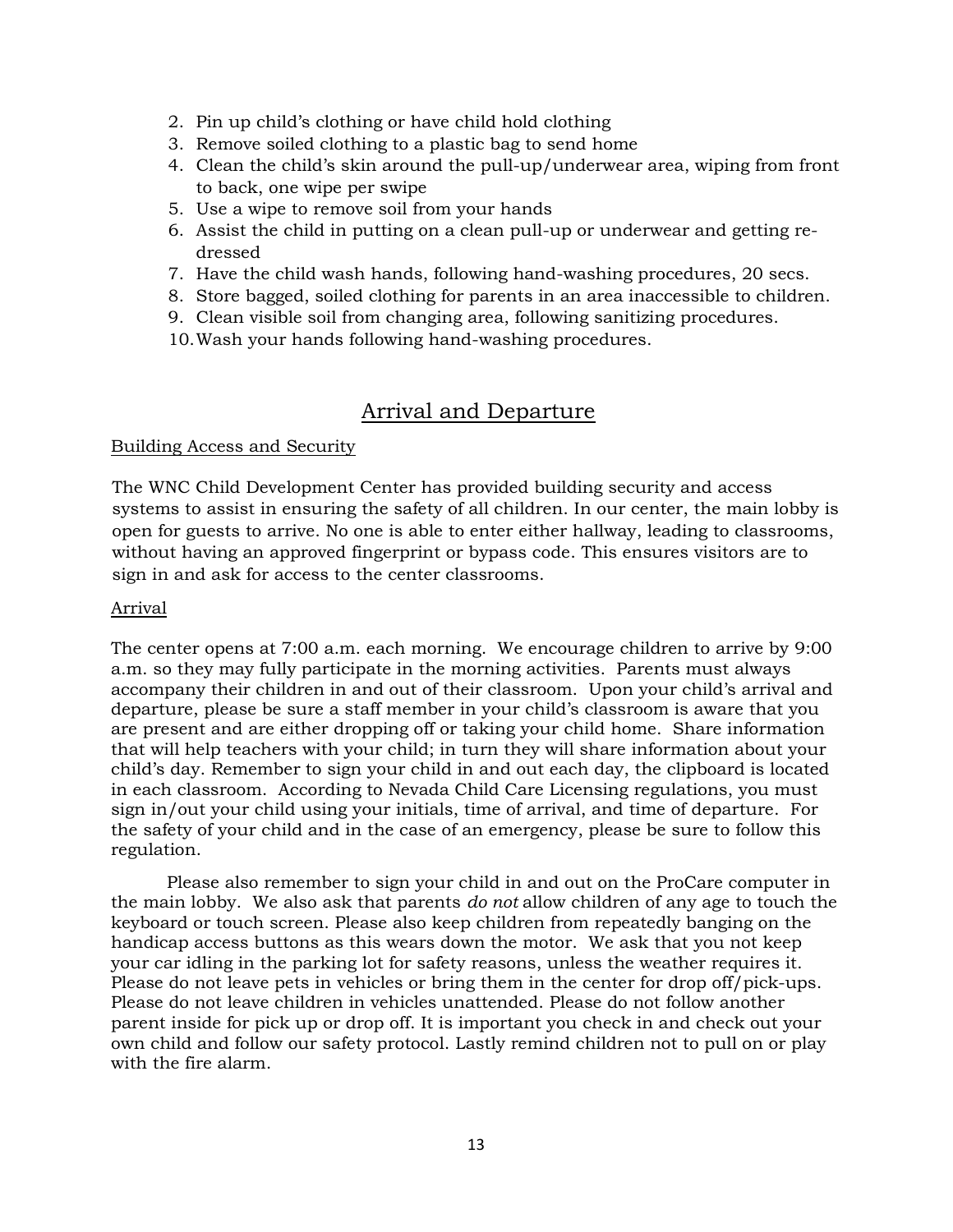2. Pin up child's clothing or have child hold clothing
3. Remove soiled clothing to a plastic bag to send home
4. Clean the child's skin around the pull-up/underwear area, wiping from front to back, one wipe per swipe
5. Use a wipe to remove soil from your hands
6. Assist the child in putting on a clean pull-up or underwear and getting re-dressed
7. Have the child wash hands, following hand-washing procedures, 20 secs.
8. Store bagged, soiled clothing for parents in an area inaccessible to children.
9. Clean visible soil from changing area, following sanitizing procedures.
10. Wash your hands following hand-washing procedures.

## Arrival and Departure

### Building Access and Security

The WNC Child Development Center has provided building security and access systems to assist in ensuring the safety of all children. In our center, the main lobby is open for guests to arrive. No one is able to enter either hallway, leading to classrooms, without having an approved fingerprint or bypass code. This ensures visitors are to sign in and ask for access to the center classrooms.

### Arrival

The center opens at 7:00 a.m. each morning. We encourage children to arrive by 9:00 a.m. so they may fully participate in the morning activities. Parents must always accompany their children in and out of their classroom. Upon your child's arrival and departure, please be sure a staff member in your child's classroom is aware that you are present and are either dropping off or taking your child home. Share information that will help teachers with your child; in turn they will share information about your child's day. Remember to sign your child in and out each day, the clipboard is located in each classroom. According to Nevada Child Care Licensing regulations, you must sign in/out your child using your initials, time of arrival, and time of departure. For the safety of your child and in the case of an emergency, please be sure to follow this regulation.

Please also remember to sign your child in and out on the ProCare computer in the main lobby. We also ask that parents *do not* allow children of any age to touch the keyboard or touch screen. Please also keep children from repeatedly banging on the handicap access buttons as this wears down the motor. We ask that you not keep your car idling in the parking lot for safety reasons, unless the weather requires it. Please do not leave pets in vehicles or bring them in the center for drop off/pick-ups. Please do not leave children in vehicles unattended. Please do not follow another parent inside for pick up or drop off. It is important you check in and check out your own child and follow our safety protocol. Lastly remind children not to pull on or play with the fire alarm.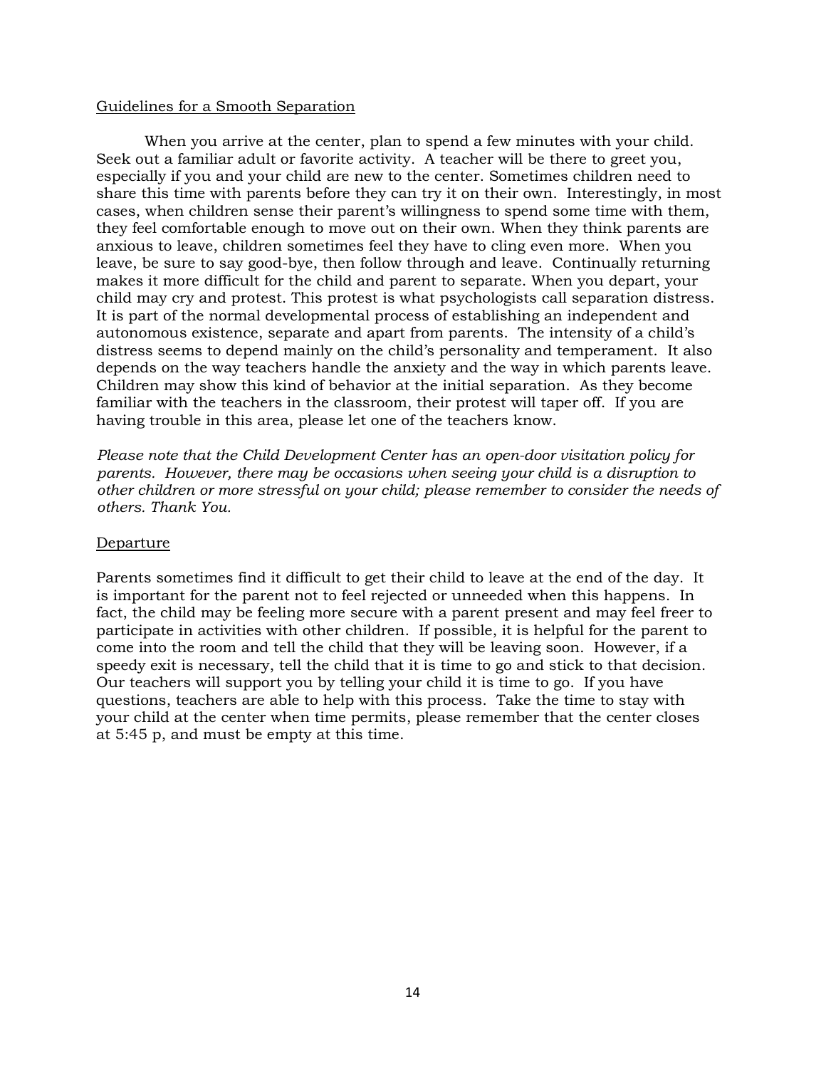<u>Guidelines for a Smooth Separation</u>

When you arrive at the center, plan to spend a few minutes with your child. Seek out a familiar adult or favorite activity. A teacher will be there to greet you, especially if you and your child are new to the center. Sometimes children need to share this time with parents before they can try it on their own. Interestingly, in most cases, when children sense their parent's willingness to spend some time with them, they feel comfortable enough to move out on their own. When they think parents are anxious to leave, children sometimes feel they have to cling even more. When you leave, be sure to say good-bye, then follow through and leave. Continually returning makes it more difficult for the child and parent to separate. When you depart, your child may cry and protest. This protest is what psychologists call separation distress. It is part of the normal developmental process of establishing an independent and autonomous existence, separate and apart from parents. The intensity of a child's distress seems to depend mainly on the child's personality and temperament. It also depends on the way teachers handle the anxiety and the way in which parents leave. Children may show this kind of behavior at the initial separation. As they become familiar with the teachers in the classroom, their protest will taper off. If you are having trouble in this area, please let one of the teachers know.

*Please note that the Child Development Center has an open-door visitation policy for parents. However, there may be occasions when seeing your child is a disruption to other children or more stressful on your child; please remember to consider the needs of others. Thank You.*

<u>Departure</u>

Parents sometimes find it difficult to get their child to leave at the end of the day. It is important for the parent not to feel rejected or unneeded when this happens. In fact, the child may be feeling more secure with a parent present and may feel freer to participate in activities with other children. If possible, it is helpful for the parent to come into the room and tell the child that they will be leaving soon. However, if a speedy exit is necessary, tell the child that it is time to go and stick to that decision. Our teachers will support you by telling your child it is time to go. If you have questions, teachers are able to help with this process. Take the time to stay with your child at the center when time permits, please remember that the center closes at 5:45 p, and must be empty at this time.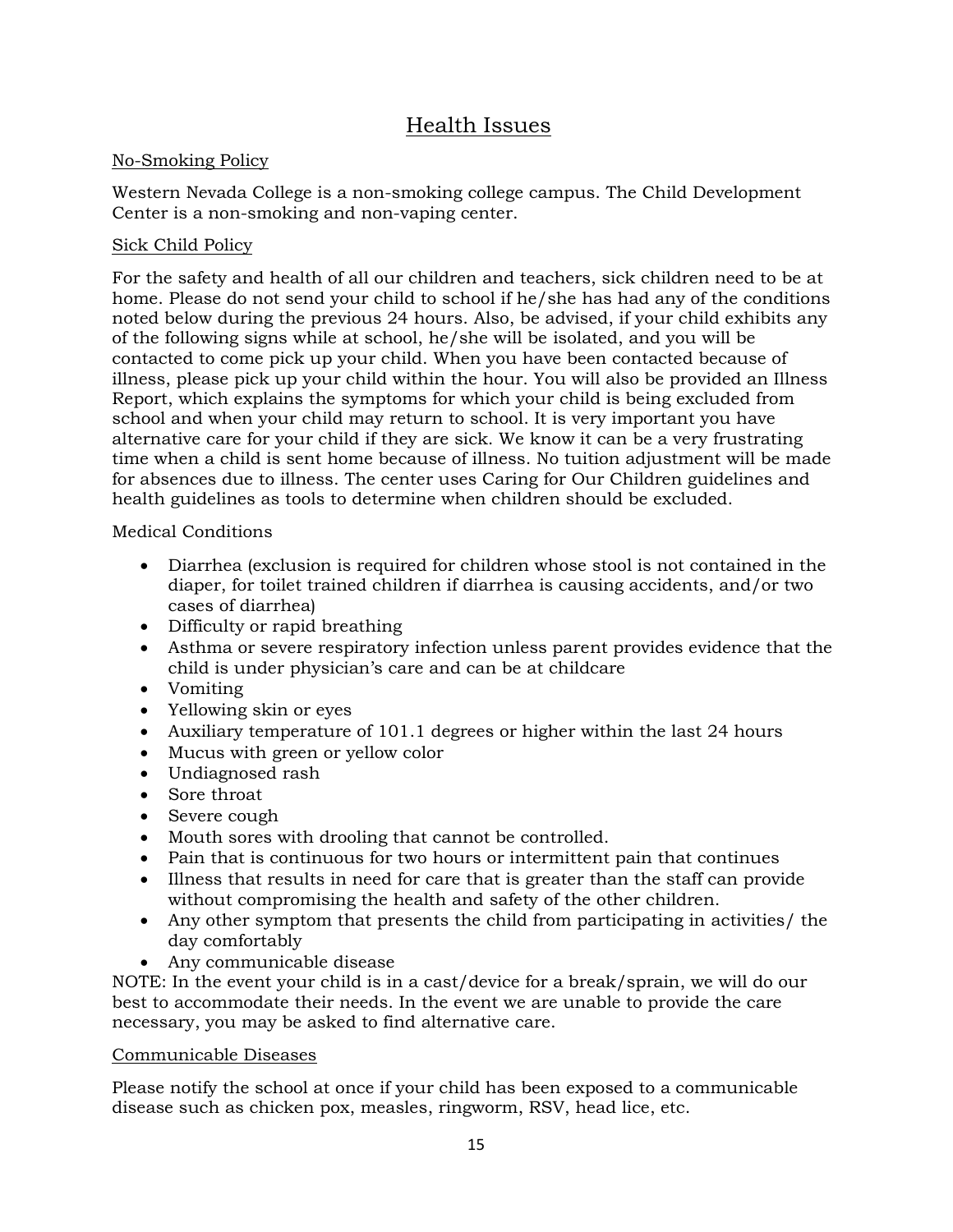# Health Issues

## No-Smoking Policy

Western Nevada College is a non-smoking college campus. The Child Development Center is a non-smoking and non-vaping center.

## Sick Child Policy

For the safety and health of all our children and teachers, sick children need to be at home. Please do not send your child to school if he/she has had any of the conditions noted below during the previous 24 hours. Also, be advised, if your child exhibits any of the following signs while at school, he/she will be isolated, and you will be contacted to come pick up your child. When you have been contacted because of illness, please pick up your child within the hour. You will also be provided an Illness Report, which explains the symptoms for which your child is being excluded from school and when your child may return to school. It is very important you have alternative care for your child if they are sick. We know it can be a very frustrating time when a child is sent home because of illness. No tuition adjustment will be made for absences due to illness. The center uses Caring for Our Children guidelines and health guidelines as tools to determine when children should be excluded.

Medical Conditions

- Diarrhea (exclusion is required for children whose stool is not contained in the diaper, for toilet trained children if diarrhea is causing accidents, and/or two cases of diarrhea)
- Difficulty or rapid breathing
- Asthma or severe respiratory infection unless parent provides evidence that the child is under physician's care and can be at childcare
- Vomiting
- Yellowing skin or eyes
- Auxiliary temperature of 101.1 degrees or higher within the last 24 hours
- Mucus with green or yellow color
- Undiagnosed rash
- Sore throat
- Severe cough
- Mouth sores with drooling that cannot be controlled.
- Pain that is continuous for two hours or intermittent pain that continues
- Illness that results in need for care that is greater than the staff can provide without compromising the health and safety of the other children.
- Any other symptom that presents the child from participating in activities/ the day comfortably
- Any communicable disease

NOTE: In the event your child is in a cast/device for a break/sprain, we will do our best to accommodate their needs. In the event we are unable to provide the care necessary, you may be asked to find alternative care.

## Communicable Diseases

Please notify the school at once if your child has been exposed to a communicable disease such as chicken pox, measles, ringworm, RSV, head lice, etc.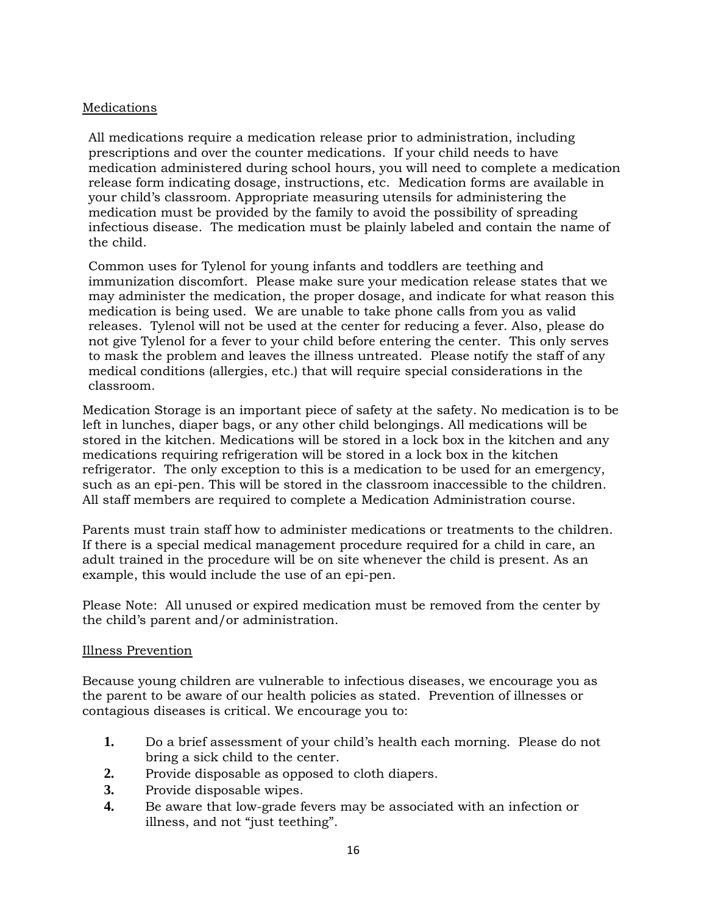## Medications

All medications require a medication release prior to administration, including prescriptions and over the counter medications. If your child needs to have medication administered during school hours, you will need to complete a medication release form indicating dosage, instructions, etc. Medication forms are available in your child's classroom. Appropriate measuring utensils for administering the medication must be provided by the family to avoid the possibility of spreading infectious disease. The medication must be plainly labeled and contain the name of the child.

Common uses for Tylenol for young infants and toddlers are teething and immunization discomfort. Please make sure your medication release states that we may administer the medication, the proper dosage, and indicate for what reason this medication is being used. We are unable to take phone calls from you as valid releases. Tylenol will not be used at the center for reducing a fever. Also, please do not give Tylenol for a fever to your child before entering the center. This only serves to mask the problem and leaves the illness untreated. Please notify the staff of any medical conditions (allergies, etc.) that will require special considerations in the classroom.

Medication Storage is an important piece of safety at the safety. No medication is to be left in lunches, diaper bags, or any other child belongings. All medications will be stored in the kitchen. Medications will be stored in a lock box in the kitchen and any medications requiring refrigeration will be stored in a lock box in the kitchen refrigerator. The only exception to this is a medication to be used for an emergency, such as an epi-pen. This will be stored in the classroom inaccessible to the children. All staff members are required to complete a Medication Administration course.

Parents must train staff how to administer medications or treatments to the children. If there is a special medical management procedure required for a child in care, an adult trained in the procedure will be on site whenever the child is present. As an example, this would include the use of an epi-pen.

Please Note: All unused or expired medication must be removed from the center by the child's parent and/or administration.

## Illness Prevention

Because young children are vulnerable to infectious diseases, we encourage you as the parent to be aware of our health policies as stated. Prevention of illnesses or contagious diseases is critical. We encourage you to:

1. Do a brief assessment of your child's health each morning. Please do not bring a sick child to the center.
2. Provide disposable as opposed to cloth diapers.
3. Provide disposable wipes.
4. Be aware that low-grade fevers may be associated with an infection or illness, and not "just teething".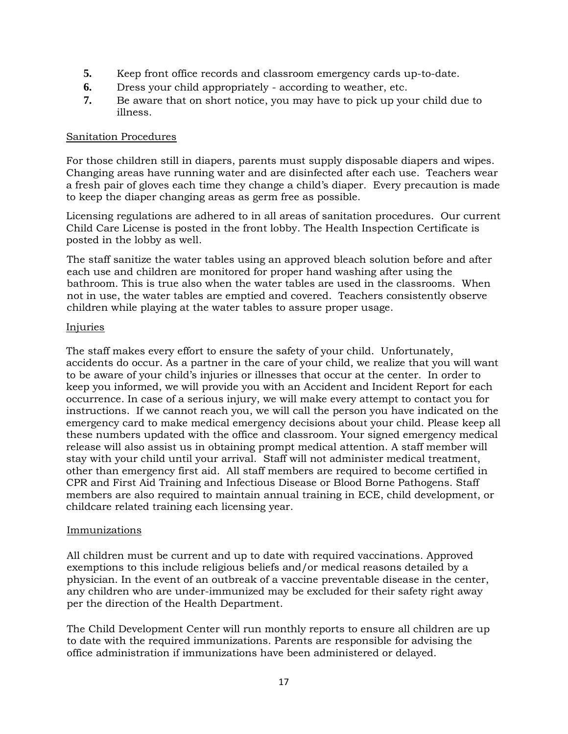5. Keep front office records and classroom emergency cards up-to-date.
6. Dress your child appropriately - according to weather, etc.
7. Be aware that on short notice, you may have to pick up your child due to illness.

Sanitation Procedures

For those children still in diapers, parents must supply disposable diapers and wipes. Changing areas have running water and are disinfected after each use. Teachers wear a fresh pair of gloves each time they change a child's diaper. Every precaution is made to keep the diaper changing areas as germ free as possible.

Licensing regulations are adhered to in all areas of sanitation procedures. Our current Child Care License is posted in the front lobby. The Health Inspection Certificate is posted in the lobby as well.

The staff sanitize the water tables using an approved bleach solution before and after each use and children are monitored for proper hand washing after using the bathroom. This is true also when the water tables are used in the classrooms. When not in use, the water tables are emptied and covered. Teachers consistently observe children while playing at the water tables to assure proper usage.

Injuries

The staff makes every effort to ensure the safety of your child. Unfortunately, accidents do occur. As a partner in the care of your child, we realize that you will want to be aware of your child's injuries or illnesses that occur at the center. In order to keep you informed, we will provide you with an Accident and Incident Report for each occurrence. In case of a serious injury, we will make every attempt to contact you for instructions. If we cannot reach you, we will call the person you have indicated on the emergency card to make medical emergency decisions about your child. Please keep all these numbers updated with the office and classroom. Your signed emergency medical release will also assist us in obtaining prompt medical attention. A staff member will stay with your child until your arrival. Staff will not administer medical treatment, other than emergency first aid. All staff members are required to become certified in CPR and First Aid Training and Infectious Disease or Blood Borne Pathogens. Staff members are also required to maintain annual training in ECE, child development, or childcare related training each licensing year.

Immunizations

All children must be current and up to date with required vaccinations. Approved exemptions to this include religious beliefs and/or medical reasons detailed by a physician. In the event of an outbreak of a vaccine preventable disease in the center, any children who are under-immunized may be excluded for their safety right away per the direction of the Health Department.

The Child Development Center will run monthly reports to ensure all children are up to date with the required immunizations. Parents are responsible for advising the office administration if immunizations have been administered or delayed.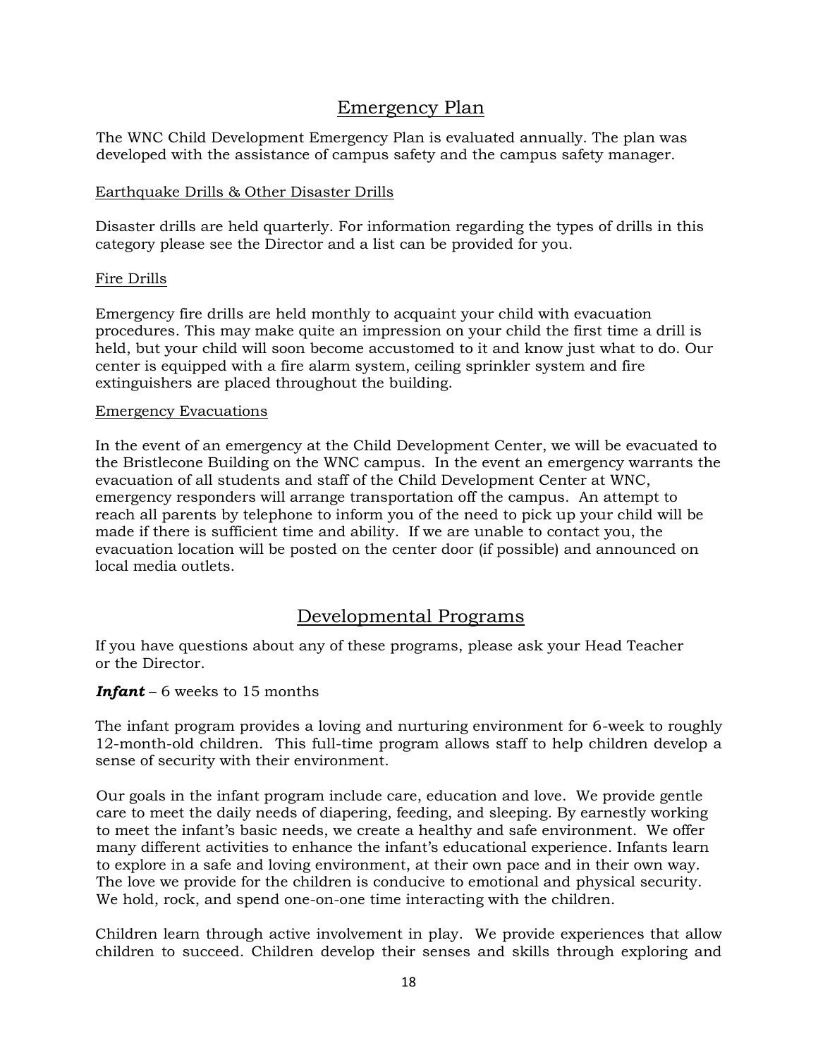## Emergency Plan

The WNC Child Development Emergency Plan is evaluated annually. The plan was developed with the assistance of campus safety and the campus safety manager.

### Earthquake Drills & Other Disaster Drills

Disaster drills are held quarterly. For information regarding the types of drills in this category please see the Director and a list can be provided for you.

### Fire Drills

Emergency fire drills are held monthly to acquaint your child with evacuation procedures. This may make quite an impression on your child the first time a drill is held, but your child will soon become accustomed to it and know just what to do. Our center is equipped with a fire alarm system, ceiling sprinkler system and fire extinguishers are placed throughout the building.

### Emergency Evacuations

In the event of an emergency at the Child Development Center, we will be evacuated to the Bristlecone Building on the WNC campus. In the event an emergency warrants the evacuation of all students and staff of the Child Development Center at WNC, emergency responders will arrange transportation off the campus. An attempt to reach all parents by telephone to inform you of the need to pick up your child will be made if there is sufficient time and ability. If we are unable to contact you, the evacuation location will be posted on the center door (if possible) and announced on local media outlets.

## Developmental Programs

If you have questions about any of these programs, please ask your Head Teacher or the Director.

***Infant*** – 6 weeks to 15 months

The infant program provides a loving and nurturing environment for 6-week to roughly 12-month-old children. This full-time program allows staff to help children develop a sense of security with their environment.

Our goals in the infant program include care, education and love. We provide gentle care to meet the daily needs of diapering, feeding, and sleeping. By earnestly working to meet the infant's basic needs, we create a healthy and safe environment. We offer many different activities to enhance the infant's educational experience. Infants learn to explore in a safe and loving environment, at their own pace and in their own way. The love we provide for the children is conducive to emotional and physical security. We hold, rock, and spend one-on-one time interacting with the children.

Children learn through active involvement in play. We provide experiences that allow children to succeed. Children develop their senses and skills through exploring and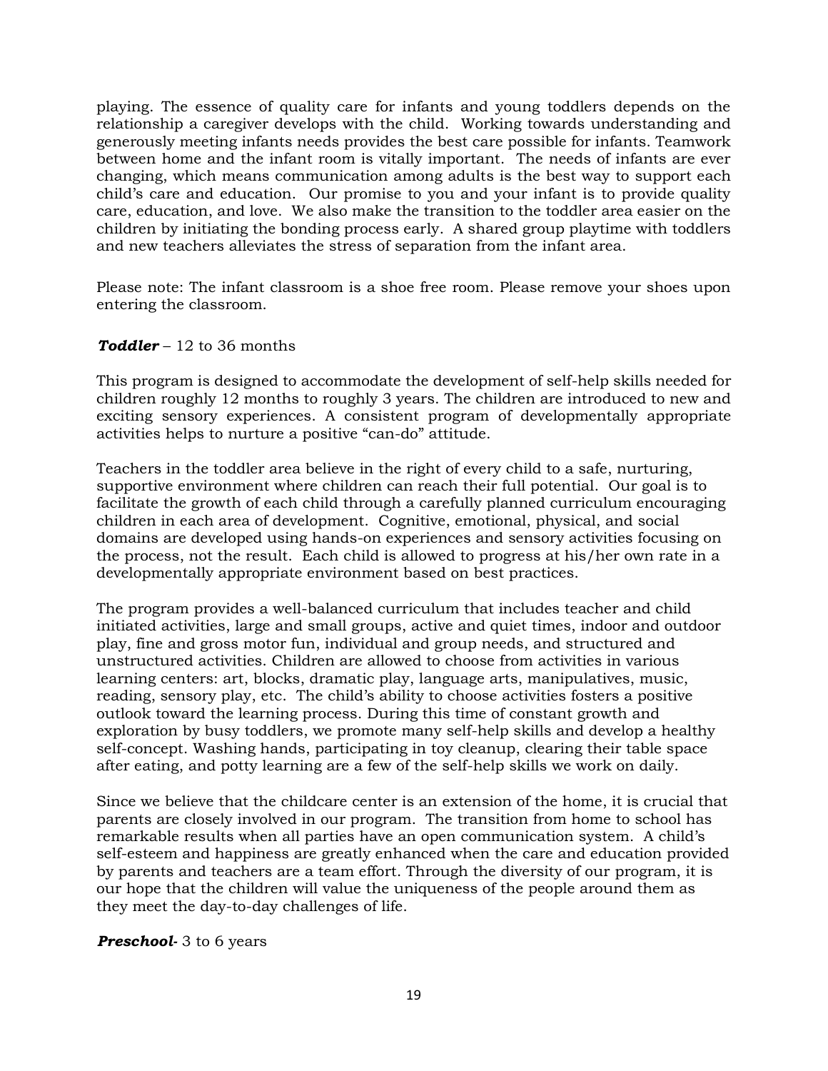playing. The essence of quality care for infants and young toddlers depends on the relationship a caregiver develops with the child. Working towards understanding and generously meeting infants needs provides the best care possible for infants. Teamwork between home and the infant room is vitally important. The needs of infants are ever changing, which means communication among adults is the best way to support each child's care and education. Our promise to you and your infant is to provide quality care, education, and love. We also make the transition to the toddler area easier on the children by initiating the bonding process early. A shared group playtime with toddlers and new teachers alleviates the stress of separation from the infant area.

Please note: The infant classroom is a shoe free room. Please remove your shoes upon entering the classroom.

***Toddler*** – 12 to 36 months

This program is designed to accommodate the development of self-help skills needed for children roughly 12 months to roughly 3 years. The children are introduced to new and exciting sensory experiences. A consistent program of developmentally appropriate activities helps to nurture a positive "can-do" attitude.

Teachers in the toddler area believe in the right of every child to a safe, nurturing, supportive environment where children can reach their full potential. Our goal is to facilitate the growth of each child through a carefully planned curriculum encouraging children in each area of development. Cognitive, emotional, physical, and social domains are developed using hands-on experiences and sensory activities focusing on the process, not the result. Each child is allowed to progress at his/her own rate in a developmentally appropriate environment based on best practices.

The program provides a well-balanced curriculum that includes teacher and child initiated activities, large and small groups, active and quiet times, indoor and outdoor play, fine and gross motor fun, individual and group needs, and structured and unstructured activities. Children are allowed to choose from activities in various learning centers: art, blocks, dramatic play, language arts, manipulatives, music, reading, sensory play, etc. The child's ability to choose activities fosters a positive outlook toward the learning process. During this time of constant growth and exploration by busy toddlers, we promote many self-help skills and develop a healthy self-concept. Washing hands, participating in toy cleanup, clearing their table space after eating, and potty learning are a few of the self-help skills we work on daily.

Since we believe that the childcare center is an extension of the home, it is crucial that parents are closely involved in our program. The transition from home to school has remarkable results when all parties have an open communication system. A child's self-esteem and happiness are greatly enhanced when the care and education provided by parents and teachers are a team effort. Through the diversity of our program, it is our hope that the children will value the uniqueness of the people around them as they meet the day-to-day challenges of life.

***Preschool***- 3 to 6 years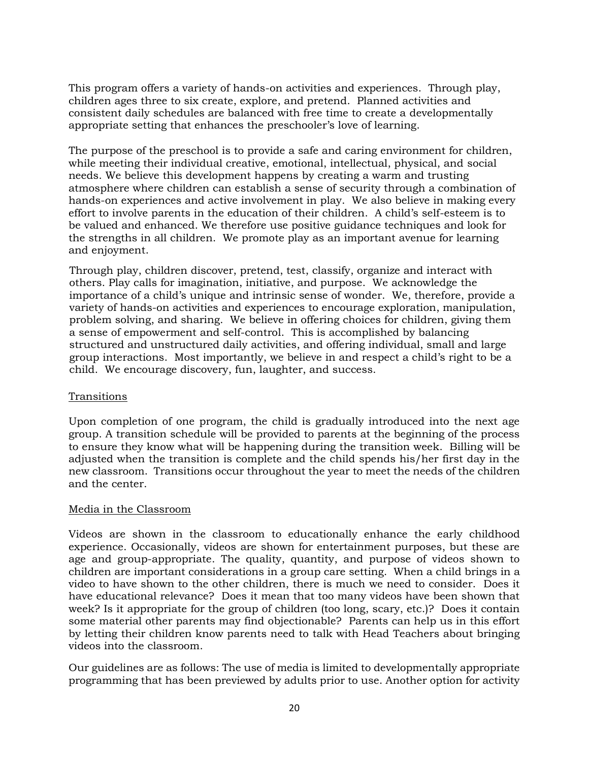This program offers a variety of hands-on activities and experiences. Through play, children ages three to six create, explore, and pretend. Planned activities and consistent daily schedules are balanced with free time to create a developmentally appropriate setting that enhances the preschooler's love of learning.

The purpose of the preschool is to provide a safe and caring environment for children, while meeting their individual creative, emotional, intellectual, physical, and social needs. We believe this development happens by creating a warm and trusting atmosphere where children can establish a sense of security through a combination of hands-on experiences and active involvement in play. We also believe in making every effort to involve parents in the education of their children. A child's self-esteem is to be valued and enhanced. We therefore use positive guidance techniques and look for the strengths in all children. We promote play as an important avenue for learning and enjoyment.

Through play, children discover, pretend, test, classify, organize and interact with others. Play calls for imagination, initiative, and purpose. We acknowledge the importance of a child's unique and intrinsic sense of wonder. We, therefore, provide a variety of hands-on activities and experiences to encourage exploration, manipulation, problem solving, and sharing. We believe in offering choices for children, giving them a sense of empowerment and self-control. This is accomplished by balancing structured and unstructured daily activities, and offering individual, small and large group interactions. Most importantly, we believe in and respect a child's right to be a child. We encourage discovery, fun, laughter, and success.

## Transitions

Upon completion of one program, the child is gradually introduced into the next age group. A transition schedule will be provided to parents at the beginning of the process to ensure they know what will be happening during the transition week. Billing will be adjusted when the transition is complete and the child spends his/her first day in the new classroom. Transitions occur throughout the year to meet the needs of the children and the center.

## Media in the Classroom

Videos are shown in the classroom to educationally enhance the early childhood experience. Occasionally, videos are shown for entertainment purposes, but these are age and group-appropriate. The quality, quantity, and purpose of videos shown to children are important considerations in a group care setting. When a child brings in a video to have shown to the other children, there is much we need to consider. Does it have educational relevance? Does it mean that too many videos have been shown that week? Is it appropriate for the group of children (too long, scary, etc.)? Does it contain some material other parents may find objectionable? Parents can help us in this effort by letting their children know parents need to talk with Head Teachers about bringing videos into the classroom.

Our guidelines are as follows: The use of media is limited to developmentally appropriate programming that has been previewed by adults prior to use. Another option for activity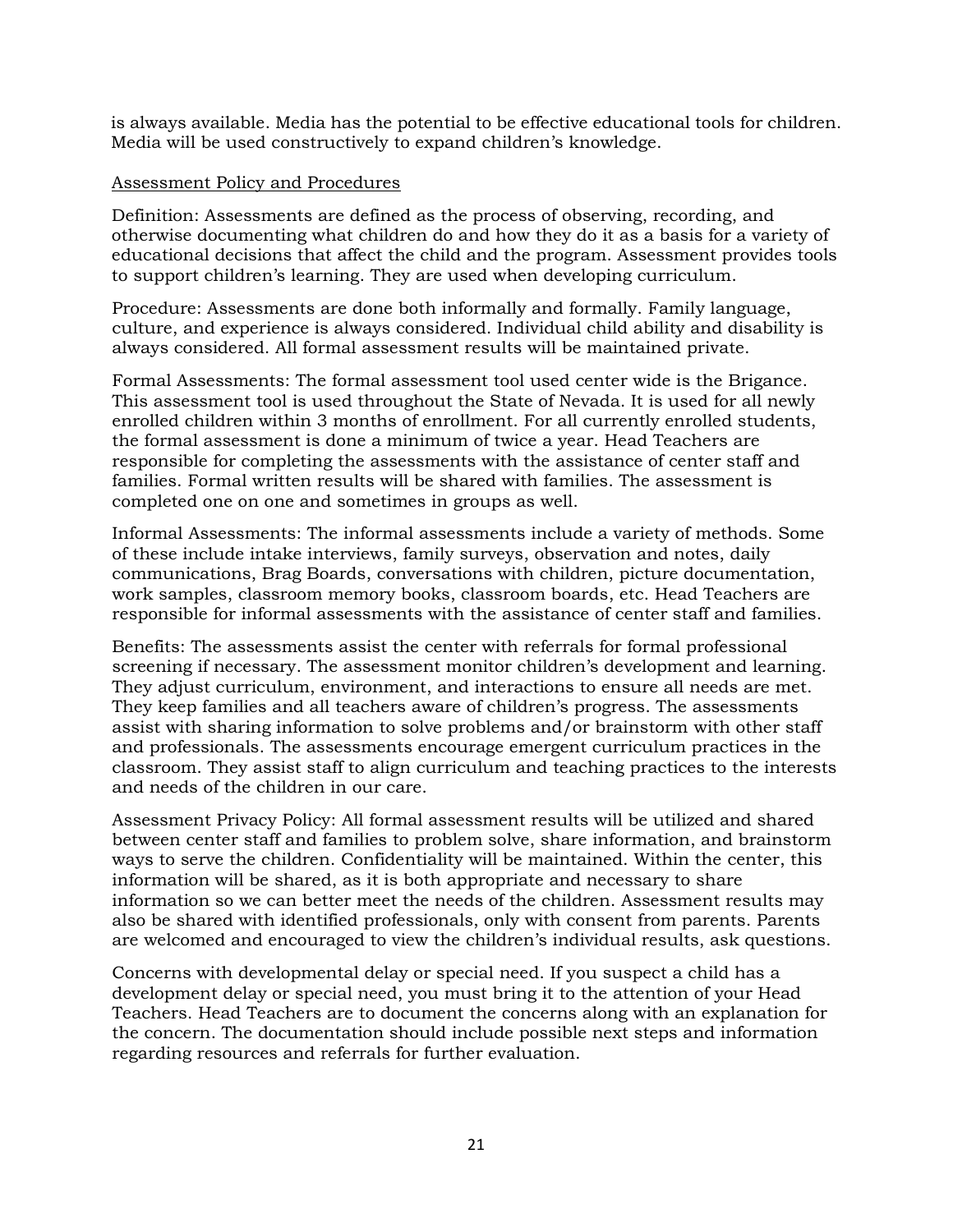is always available. Media has the potential to be effective educational tools for children. Media will be used constructively to expand children's knowledge.

<u>Assessment Policy and Procedures</u>

Definition: Assessments are defined as the process of observing, recording, and otherwise documenting what children do and how they do it as a basis for a variety of educational decisions that affect the child and the program. Assessment provides tools to support children's learning. They are used when developing curriculum.

Procedure: Assessments are done both informally and formally. Family language, culture, and experience is always considered. Individual child ability and disability is always considered. All formal assessment results will be maintained private.

Formal Assessments: The formal assessment tool used center wide is the Brigance. This assessment tool is used throughout the State of Nevada. It is used for all newly enrolled children within 3 months of enrollment. For all currently enrolled students, the formal assessment is done a minimum of twice a year. Head Teachers are responsible for completing the assessments with the assistance of center staff and families. Formal written results will be shared with families. The assessment is completed one on one and sometimes in groups as well.

Informal Assessments: The informal assessments include a variety of methods. Some of these include intake interviews, family surveys, observation and notes, daily communications, Brag Boards, conversations with children, picture documentation, work samples, classroom memory books, classroom boards, etc. Head Teachers are responsible for informal assessments with the assistance of center staff and families.

Benefits: The assessments assist the center with referrals for formal professional screening if necessary. The assessment monitor children's development and learning. They adjust curriculum, environment, and interactions to ensure all needs are met. They keep families and all teachers aware of children's progress. The assessments assist with sharing information to solve problems and/or brainstorm with other staff and professionals. The assessments encourage emergent curriculum practices in the classroom. They assist staff to align curriculum and teaching practices to the interests and needs of the children in our care.

Assessment Privacy Policy: All formal assessment results will be utilized and shared between center staff and families to problem solve, share information, and brainstorm ways to serve the children. Confidentiality will be maintained. Within the center, this information will be shared, as it is both appropriate and necessary to share information so we can better meet the needs of the children. Assessment results may also be shared with identified professionals, only with consent from parents. Parents are welcomed and encouraged to view the children's individual results, ask questions.

Concerns with developmental delay or special need. If you suspect a child has a development delay or special need, you must bring it to the attention of your Head Teachers. Head Teachers are to document the concerns along with an explanation for the concern. The documentation should include possible next steps and information regarding resources and referrals for further evaluation.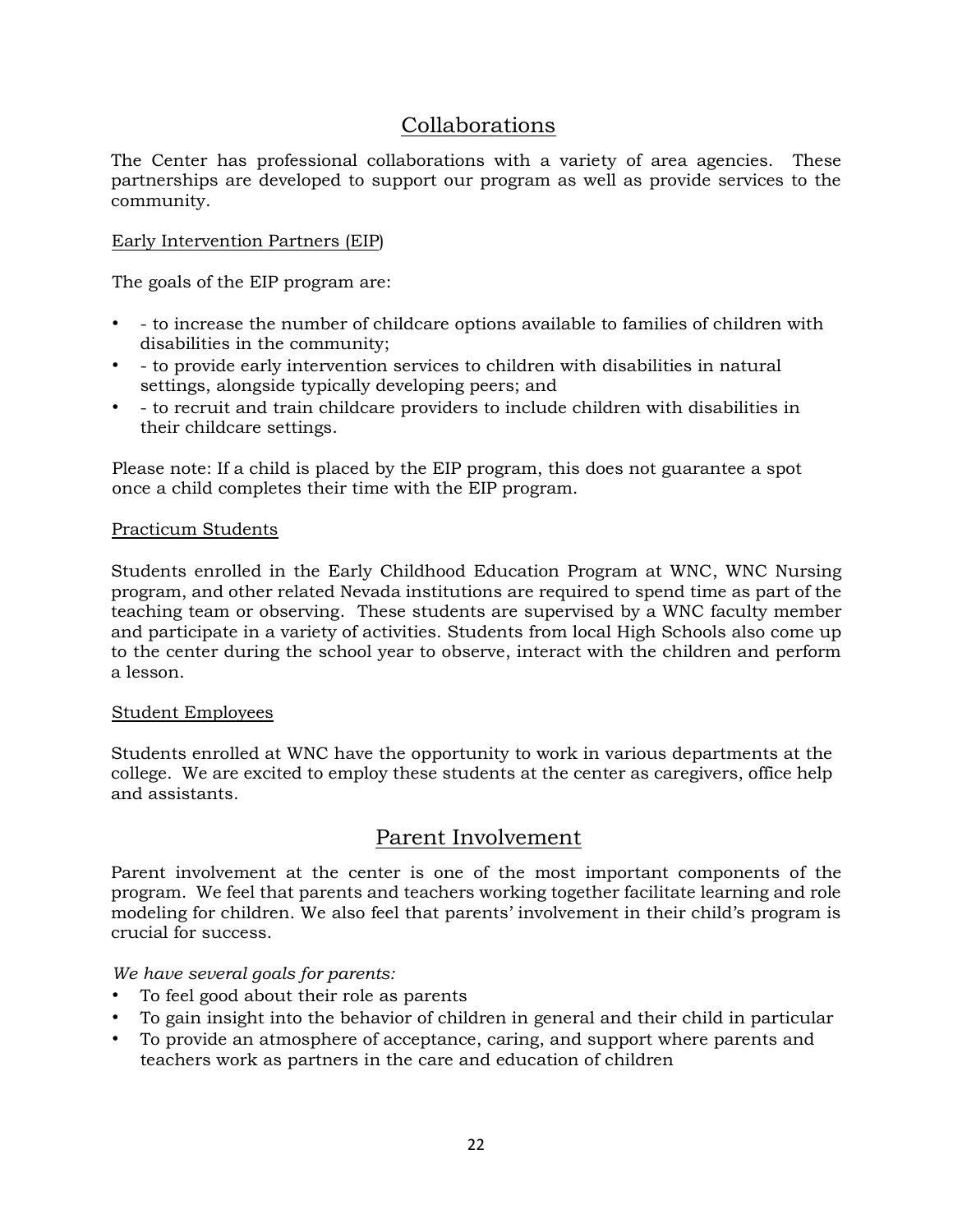## Collaborations

The Center has professional collaborations with a variety of area agencies. These partnerships are developed to support our program as well as provide services to the community.

Early Intervention Partners (EIP)

The goals of the EIP program are:

- - to increase the number of childcare options available to families of children with disabilities in the community;
- - to provide early intervention services to children with disabilities in natural settings, alongside typically developing peers; and
- - to recruit and train childcare providers to include children with disabilities in their childcare settings.

Please note: If a child is placed by the EIP program, this does not guarantee a spot once a child completes their time with the EIP program.

Practicum Students

Students enrolled in the Early Childhood Education Program at WNC, WNC Nursing program, and other related Nevada institutions are required to spend time as part of the teaching team or observing. These students are supervised by a WNC faculty member and participate in a variety of activities. Students from local High Schools also come up to the center during the school year to observe, interact with the children and perform a lesson.

Student Employees

Students enrolled at WNC have the opportunity to work in various departments at the college. We are excited to employ these students at the center as caregivers, office help and assistants.

## Parent Involvement

Parent involvement at the center is one of the most important components of the program. We feel that parents and teachers working together facilitate learning and role modeling for children. We also feel that parents' involvement in their child's program is crucial for success.

*We have several goals for parents:*

- To feel good about their role as parents
- To gain insight into the behavior of children in general and their child in particular
- To provide an atmosphere of acceptance, caring, and support where parents and teachers work as partners in the care and education of children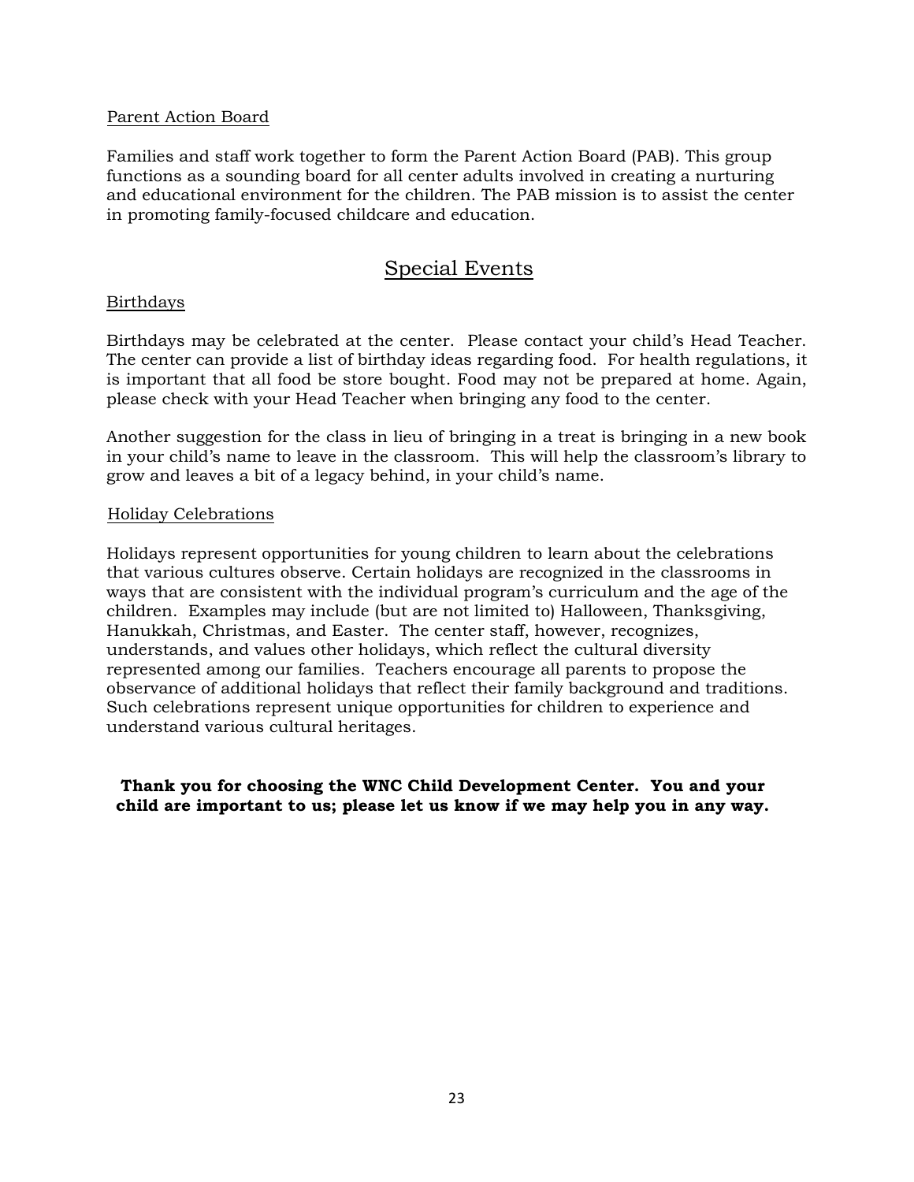### Parent Action Board

Families and staff work together to form the Parent Action Board (PAB). This group functions as a sounding board for all center adults involved in creating a nurturing and educational environment for the children. The PAB mission is to assist the center in promoting family-focused childcare and education.

## Special Events

### Birthdays

Birthdays may be celebrated at the center. Please contact your child's Head Teacher. The center can provide a list of birthday ideas regarding food. For health regulations, it is important that all food be store bought. Food may not be prepared at home. Again, please check with your Head Teacher when bringing any food to the center.

Another suggestion for the class in lieu of bringing in a treat is bringing in a new book in your child's name to leave in the classroom. This will help the classroom's library to grow and leaves a bit of a legacy behind, in your child's name.

### Holiday Celebrations

Holidays represent opportunities for young children to learn about the celebrations that various cultures observe. Certain holidays are recognized in the classrooms in ways that are consistent with the individual program's curriculum and the age of the children. Examples may include (but are not limited to) Halloween, Thanksgiving, Hanukkah, Christmas, and Easter. The center staff, however, recognizes, understands, and values other holidays, which reflect the cultural diversity represented among our families. Teachers encourage all parents to propose the observance of additional holidays that reflect their family background and traditions. Such celebrations represent unique opportunities for children to experience and understand various cultural heritages.

**Thank you for choosing the WNC Child Development Center. You and your child are important to us; please let us know if we may help you in any way.**